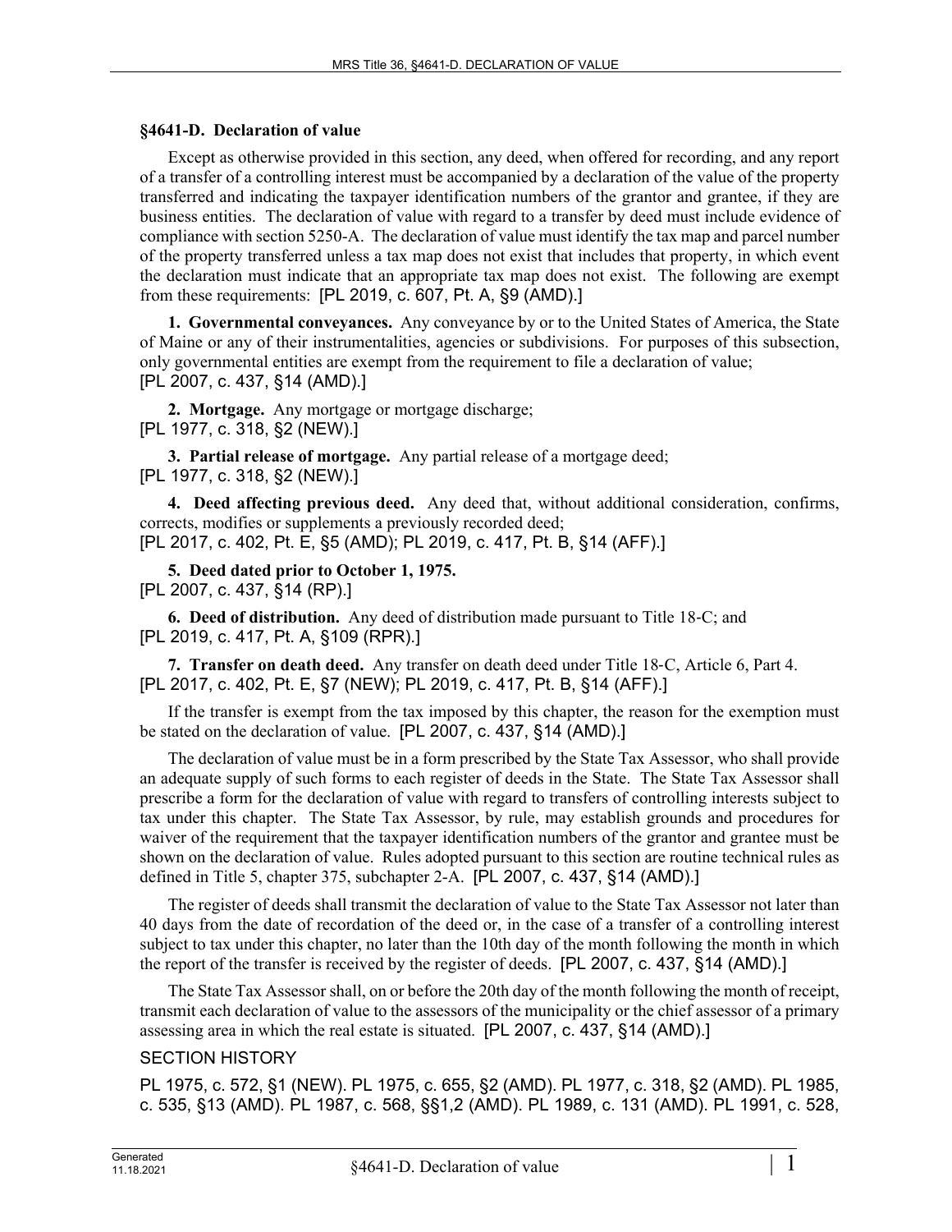### §4641-D. Declaration of value

Except as otherwise provided in this section, any deed, when offered for recording, and any report of a transfer of a controlling interest must be accompanied by a declaration of the value of the property transferred and indicating the taxpayer identification numbers of the grantor and grantee, if they are business entities. The declaration of value with regard to a transfer by deed must include evidence of compliance with section 5250-A. The declaration of value must identify the tax map and parcel number of the property transferred unless a tax map does not exist that includes that property, in which event the declaration must indicate that an appropriate tax map does not exist. The following are exempt from these requirements: [PL 2019, c. 607, Pt. A, §9 (AMD).]

**1. Governmental conveyances.** Any conveyance by or to the United States of America, the State of Maine or any of their instrumentalities, agencies or subdivisions. For purposes of this subsection, only governmental entities are exempt from the requirement to file a declaration of value;
[PL 2007, c. 437, §14 (AMD).]

**2. Mortgage.** Any mortgage or mortgage discharge;
[PL 1977, c. 318, §2 (NEW).]

**3. Partial release of mortgage.** Any partial release of a mortgage deed;
[PL 1977, c. 318, §2 (NEW).]

**4. Deed affecting previous deed.** Any deed that, without additional consideration, confirms, corrects, modifies or supplements a previously recorded deed;
[PL 2017, c. 402, Pt. E, §5 (AMD); PL 2019, c. 417, Pt. B, §14 (AFF).]

**5. Deed dated prior to October 1, 1975.**
[PL 2007, c. 437, §14 (RP).]

**6. Deed of distribution.** Any deed of distribution made pursuant to Title 18-C; and
[PL 2019, c. 417, Pt. A, §109 (RPR).]

**7. Transfer on death deed.** Any transfer on death deed under Title 18-C, Article 6, Part 4.
[PL 2017, c. 402, Pt. E, §7 (NEW); PL 2019, c. 417, Pt. B, §14 (AFF).]

If the transfer is exempt from the tax imposed by this chapter, the reason for the exemption must be stated on the declaration of value. [PL 2007, c. 437, §14 (AMD).]

The declaration of value must be in a form prescribed by the State Tax Assessor, who shall provide an adequate supply of such forms to each register of deeds in the State. The State Tax Assessor shall prescribe a form for the declaration of value with regard to transfers of controlling interests subject to tax under this chapter. The State Tax Assessor, by rule, may establish grounds and procedures for waiver of the requirement that the taxpayer identification numbers of the grantor and grantee must be shown on the declaration of value. Rules adopted pursuant to this section are routine technical rules as defined in Title 5, chapter 375, subchapter 2-A. [PL 2007, c. 437, §14 (AMD).]

The register of deeds shall transmit the declaration of value to the State Tax Assessor not later than 40 days from the date of recordation of the deed or, in the case of a transfer of a controlling interest subject to tax under this chapter, no later than the 10th day of the month following the month in which the report of the transfer is received by the register of deeds. [PL 2007, c. 437, §14 (AMD).]

The State Tax Assessor shall, on or before the 20th day of the month following the month of receipt, transmit each declaration of value to the assessors of the municipality or the chief assessor of a primary assessing area in which the real estate is situated. [PL 2007, c. 437, §14 (AMD).]

#### SECTION HISTORY

PL 1975, c. 572, §1 (NEW). PL 1975, c. 655, §2 (AMD). PL 1977, c. 318, §2 (AMD). PL 1985, c. 535, §13 (AMD). PL 1987, c. 568, §§1,2 (AMD). PL 1989, c. 131 (AMD). PL 1991, c. 528,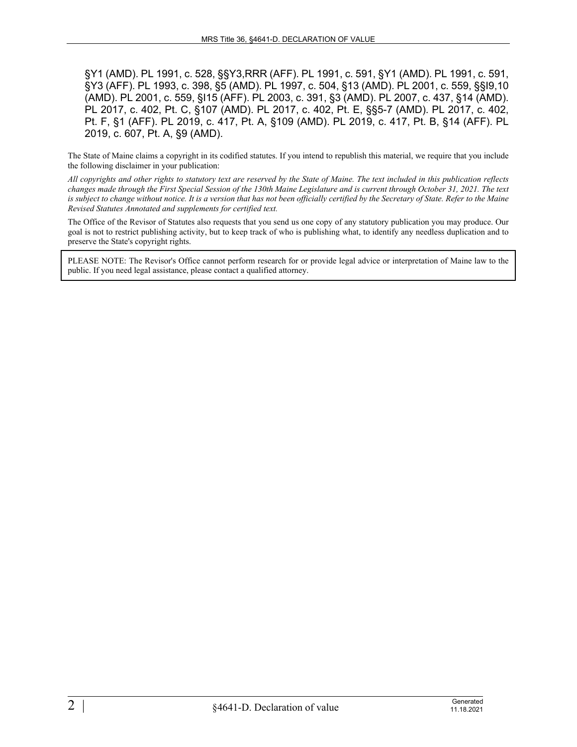§Y1 (AMD). PL 1991, c. 528, §§Y3,RRR (AFF). PL 1991, c. 591, §Y1 (AMD). PL 1991, c. 591, §Y3 (AFF). PL 1993, c. 398, §5 (AMD). PL 1997, c. 504, §13 (AMD). PL 2001, c. 559, §§I9,10 (AMD). PL 2001, c. 559, §I15 (AFF). PL 2003, c. 391, §3 (AMD). PL 2007, c. 437, §14 (AMD). PL 2017, c. 402, Pt. C, §107 (AMD). PL 2017, c. 402, Pt. E, §§5-7 (AMD). PL 2017, c. 402, Pt. F, §1 (AFF). PL 2019, c. 417, Pt. A, §109 (AMD). PL 2019, c. 417, Pt. B, §14 (AFF). PL 2019, c. 607, Pt. A, §9 (AMD).

The State of Maine claims a copyright in its codified statutes. If you intend to republish this material, we require that you include the following disclaimer in your publication:

*All copyrights and other rights to statutory text are reserved by the State of Maine. The text included in this publication reflects changes made through the First Special Session of the 130th Maine Legislature and is current through October 31, 2021. The text is subject to change without notice. It is a version that has not been officially certified by the Secretary of State. Refer to the Maine Revised Statutes Annotated and supplements for certified text.*

The Office of the Revisor of Statutes also requests that you send us one copy of any statutory publication you may produce. Our goal is not to restrict publishing activity, but to keep track of who is publishing what, to identify any needless duplication and to preserve the State's copyright rights.

PLEASE NOTE: The Revisor's Office cannot perform research for or provide legal advice or interpretation of Maine law to the public. If you need legal assistance, please contact a qualified attorney.